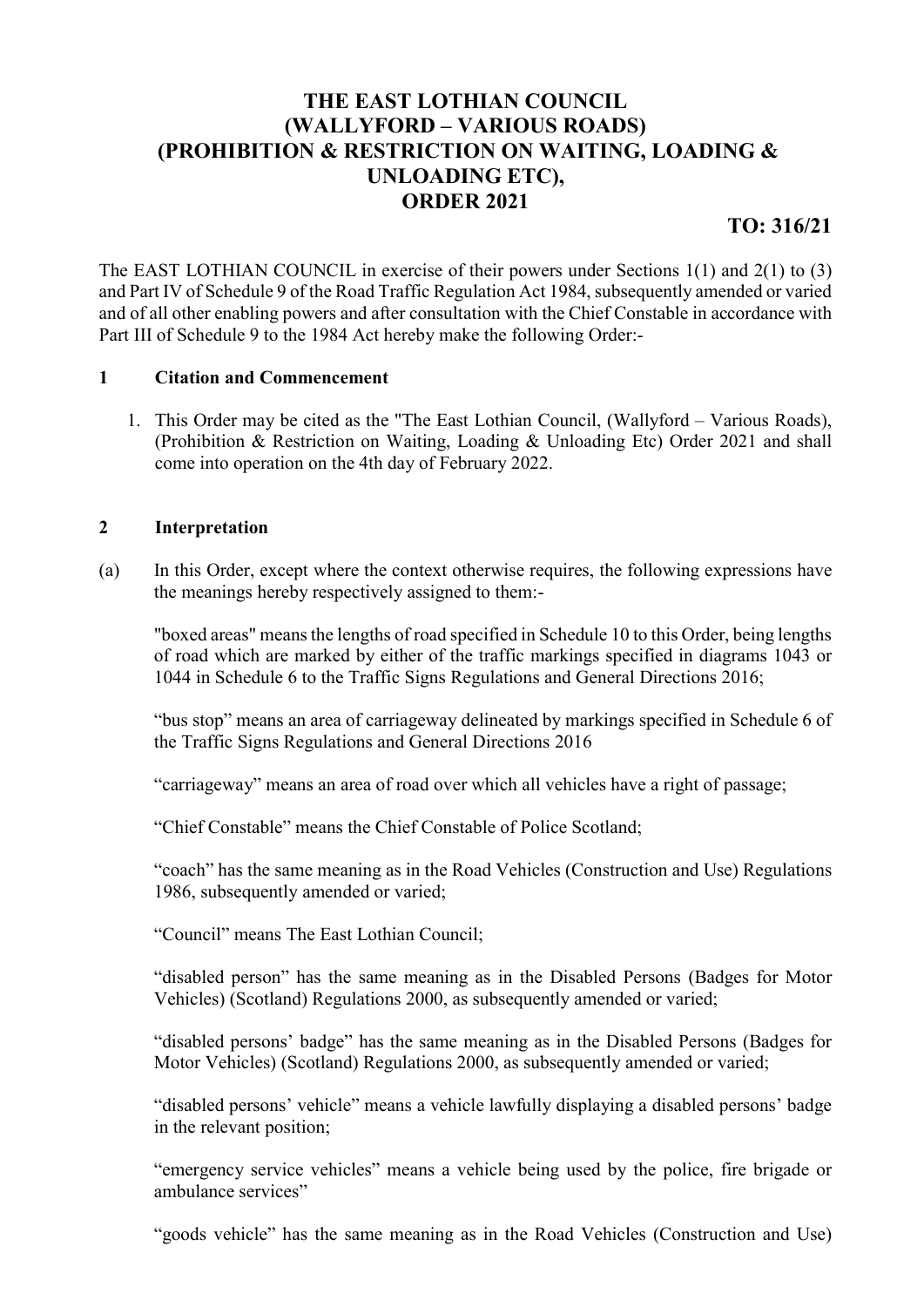# THE EAST LOTHIAN COUNCIL (WALLYFORD – VARIOUS ROADS) (PROHIBITION & RESTRICTION ON WAITING, LOADING & UNLOADING ETC), ORDER 2021

**TO: 316/21**

The EAST LOTHIAN COUNCIL in exercise of their powers under Sections 1(1) and 2(1) to (3) and Part IV of Schedule 9 of the Road Traffic Regulation Act 1984, subsequently amended or varied and of all other enabling powers and after consultation with the Chief Constable in accordance with Part III of Schedule 9 to the 1984 Act hereby make the following Order:-

## 1 Citation and Commencement

1. This Order may be cited as the "The East Lothian Council, (Wallyford – Various Roads), (Prohibition & Restriction on Waiting, Loading & Unloading Etc) Order 2021 and shall come into operation on the 4th day of February 2022.

## 2 Interpretation

(a) In this Order, except where the context otherwise requires, the following expressions have the meanings hereby respectively assigned to them:-

"boxed areas" means the lengths of road specified in Schedule 10 to this Order, being lengths of road which are marked by either of the traffic markings specified in diagrams 1043 or 1044 in Schedule 6 to the Traffic Signs Regulations and General Directions 2016;

"bus stop" means an area of carriageway delineated by markings specified in Schedule 6 of the Traffic Signs Regulations and General Directions 2016

"carriageway" means an area of road over which all vehicles have a right of passage;

"Chief Constable" means the Chief Constable of Police Scotland;

"coach" has the same meaning as in the Road Vehicles (Construction and Use) Regulations 1986, subsequently amended or varied;

"Council" means The East Lothian Council;

"disabled person" has the same meaning as in the Disabled Persons (Badges for Motor Vehicles) (Scotland) Regulations 2000, as subsequently amended or varied;

"disabled persons' badge" has the same meaning as in the Disabled Persons (Badges for Motor Vehicles) (Scotland) Regulations 2000, as subsequently amended or varied;

"disabled persons' vehicle" means a vehicle lawfully displaying a disabled persons' badge in the relevant position;

"emergency service vehicles" means a vehicle being used by the police, fire brigade or ambulance services"

"goods vehicle" has the same meaning as in the Road Vehicles (Construction and Use)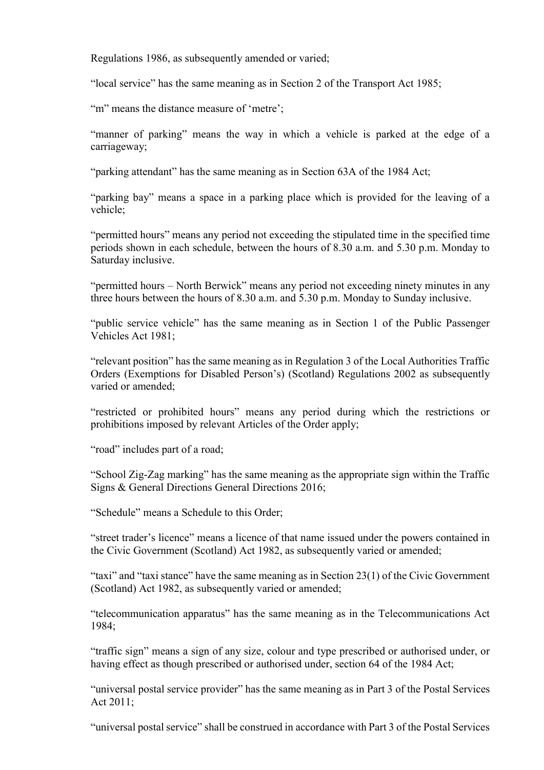Regulations 1986, as subsequently amended or varied;

"local service" has the same meaning as in Section 2 of the Transport Act 1985;

"m" means the distance measure of 'metre';

"manner of parking" means the way in which a vehicle is parked at the edge of a carriageway;

"parking attendant" has the same meaning as in Section 63A of the 1984 Act;

"parking bay" means a space in a parking place which is provided for the leaving of a vehicle;

"permitted hours" means any period not exceeding the stipulated time in the specified time periods shown in each schedule, between the hours of 8.30 a.m. and 5.30 p.m. Monday to Saturday inclusive.

"permitted hours – North Berwick" means any period not exceeding ninety minutes in any three hours between the hours of 8.30 a.m. and 5.30 p.m. Monday to Sunday inclusive.

"public service vehicle" has the same meaning as in Section 1 of the Public Passenger Vehicles Act 1981;

"relevant position" has the same meaning as in Regulation 3 of the Local Authorities Traffic Orders (Exemptions for Disabled Person's) (Scotland) Regulations 2002 as subsequently varied or amended;

"restricted or prohibited hours" means any period during which the restrictions or prohibitions imposed by relevant Articles of the Order apply;

"road" includes part of a road;

"School Zig-Zag marking" has the same meaning as the appropriate sign within the Traffic Signs & General Directions General Directions 2016;

"Schedule" means a Schedule to this Order;

"street trader's licence" means a licence of that name issued under the powers contained in the Civic Government (Scotland) Act 1982, as subsequently varied or amended;

"taxi" and "taxi stance" have the same meaning as in Section 23(1) of the Civic Government (Scotland) Act 1982, as subsequently varied or amended;

"telecommunication apparatus" has the same meaning as in the Telecommunications Act 1984;

"traffic sign" means a sign of any size, colour and type prescribed or authorised under, or having effect as though prescribed or authorised under, section 64 of the 1984 Act;

"universal postal service provider" has the same meaning as in Part 3 of the Postal Services Act 2011;

"universal postal service" shall be construed in accordance with Part 3 of the Postal Services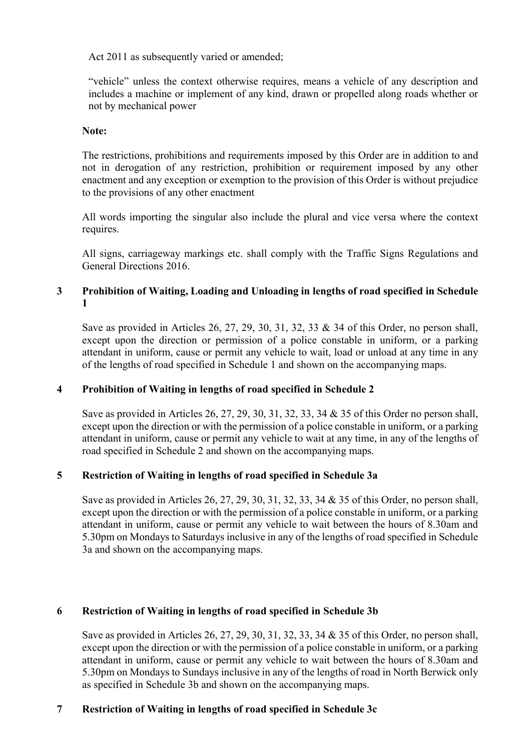Act 2011 as subsequently varied or amended;

"vehicle" unless the context otherwise requires, means a vehicle of any description and includes a machine or implement of any kind, drawn or propelled along roads whether or not by mechanical power

**Note:**

The restrictions, prohibitions and requirements imposed by this Order are in addition to and not in derogation of any restriction, prohibition or requirement imposed by any other enactment and any exception or exemption to the provision of this Order is without prejudice to the provisions of any other enactment

All words importing the singular also include the plural and vice versa where the context requires.

All signs, carriageway markings etc. shall comply with the Traffic Signs Regulations and General Directions 2016.

## 3 Prohibition of Waiting, Loading and Unloading in lengths of road specified in Schedule 1

Save as provided in Articles 26, 27, 29, 30, 31, 32, 33 & 34 of this Order, no person shall, except upon the direction or permission of a police constable in uniform, or a parking attendant in uniform, cause or permit any vehicle to wait, load or unload at any time in any of the lengths of road specified in Schedule 1 and shown on the accompanying maps.

## 4 Prohibition of Waiting in lengths of road specified in Schedule 2

Save as provided in Articles 26, 27, 29, 30, 31, 32, 33, 34 & 35 of this Order no person shall, except upon the direction or with the permission of a police constable in uniform, or a parking attendant in uniform, cause or permit any vehicle to wait at any time, in any of the lengths of road specified in Schedule 2 and shown on the accompanying maps.

## 5 Restriction of Waiting in lengths of road specified in Schedule 3a

Save as provided in Articles 26, 27, 29, 30, 31, 32, 33, 34 & 35 of this Order, no person shall, except upon the direction or with the permission of a police constable in uniform, or a parking attendant in uniform, cause or permit any vehicle to wait between the hours of 8.30am and 5.30pm on Mondays to Saturdays inclusive in any of the lengths of road specified in Schedule 3a and shown on the accompanying maps.

## 6 Restriction of Waiting in lengths of road specified in Schedule 3b

Save as provided in Articles 26, 27, 29, 30, 31, 32, 33, 34 & 35 of this Order, no person shall, except upon the direction or with the permission of a police constable in uniform, or a parking attendant in uniform, cause or permit any vehicle to wait between the hours of 8.30am and 5.30pm on Mondays to Sundays inclusive in any of the lengths of road in North Berwick only as specified in Schedule 3b and shown on the accompanying maps.

## 7 Restriction of Waiting in lengths of road specified in Schedule 3c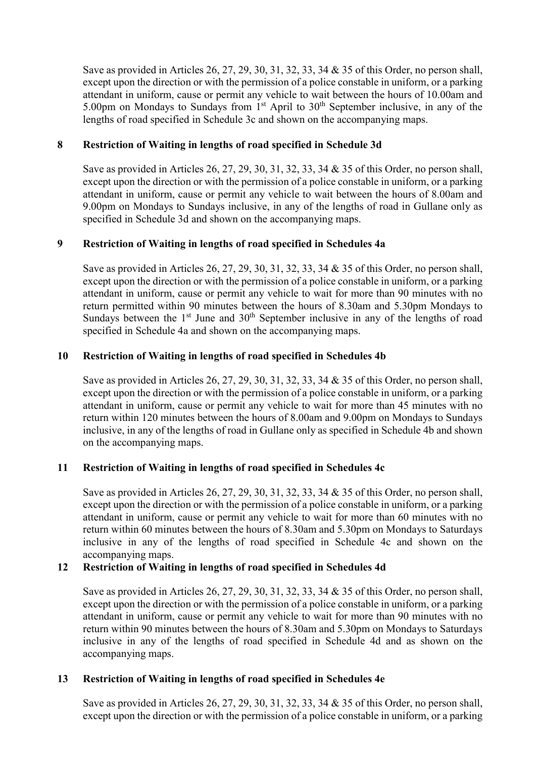Save as provided in Articles 26, 27, 29, 30, 31, 32, 33, 34 & 35 of this Order, no person shall, except upon the direction or with the permission of a police constable in uniform, or a parking attendant in uniform, cause or permit any vehicle to wait between the hours of 10.00am and 5.00pm on Mondays to Sundays from 1st April to 30th September inclusive, in any of the lengths of road specified in Schedule 3c and shown on the accompanying maps.

## 8 Restriction of Waiting in lengths of road specified in Schedule 3d

Save as provided in Articles 26, 27, 29, 30, 31, 32, 33, 34 & 35 of this Order, no person shall, except upon the direction or with the permission of a police constable in uniform, or a parking attendant in uniform, cause or permit any vehicle to wait between the hours of 8.00am and 9.00pm on Mondays to Sundays inclusive, in any of the lengths of road in Gullane only as specified in Schedule 3d and shown on the accompanying maps.

## 9 Restriction of Waiting in lengths of road specified in Schedules 4a

Save as provided in Articles 26, 27, 29, 30, 31, 32, 33, 34 & 35 of this Order, no person shall, except upon the direction or with the permission of a police constable in uniform, or a parking attendant in uniform, cause or permit any vehicle to wait for more than 90 minutes with no return permitted within 90 minutes between the hours of 8.30am and 5.30pm Mondays to Sundays between the 1st June and 30th September inclusive in any of the lengths of road specified in Schedule 4a and shown on the accompanying maps.

## 10 Restriction of Waiting in lengths of road specified in Schedules 4b

Save as provided in Articles 26, 27, 29, 30, 31, 32, 33, 34 & 35 of this Order, no person shall, except upon the direction or with the permission of a police constable in uniform, or a parking attendant in uniform, cause or permit any vehicle to wait for more than 45 minutes with no return within 120 minutes between the hours of 8.00am and 9.00pm on Mondays to Sundays inclusive, in any of the lengths of road in Gullane only as specified in Schedule 4b and shown on the accompanying maps.

## 11 Restriction of Waiting in lengths of road specified in Schedules 4c

Save as provided in Articles 26, 27, 29, 30, 31, 32, 33, 34 & 35 of this Order, no person shall, except upon the direction or with the permission of a police constable in uniform, or a parking attendant in uniform, cause or permit any vehicle to wait for more than 60 minutes with no return within 60 minutes between the hours of 8.30am and 5.30pm on Mondays to Saturdays inclusive in any of the lengths of road specified in Schedule 4c and shown on the accompanying maps.

## 12 Restriction of Waiting in lengths of road specified in Schedules 4d

Save as provided in Articles 26, 27, 29, 30, 31, 32, 33, 34 & 35 of this Order, no person shall, except upon the direction or with the permission of a police constable in uniform, or a parking attendant in uniform, cause or permit any vehicle to wait for more than 90 minutes with no return within 90 minutes between the hours of 8.30am and 5.30pm on Mondays to Saturdays inclusive in any of the lengths of road specified in Schedule 4d and as shown on the accompanying maps.

## 13 Restriction of Waiting in lengths of road specified in Schedules 4e

Save as provided in Articles 26, 27, 29, 30, 31, 32, 33, 34 & 35 of this Order, no person shall, except upon the direction or with the permission of a police constable in uniform, or a parking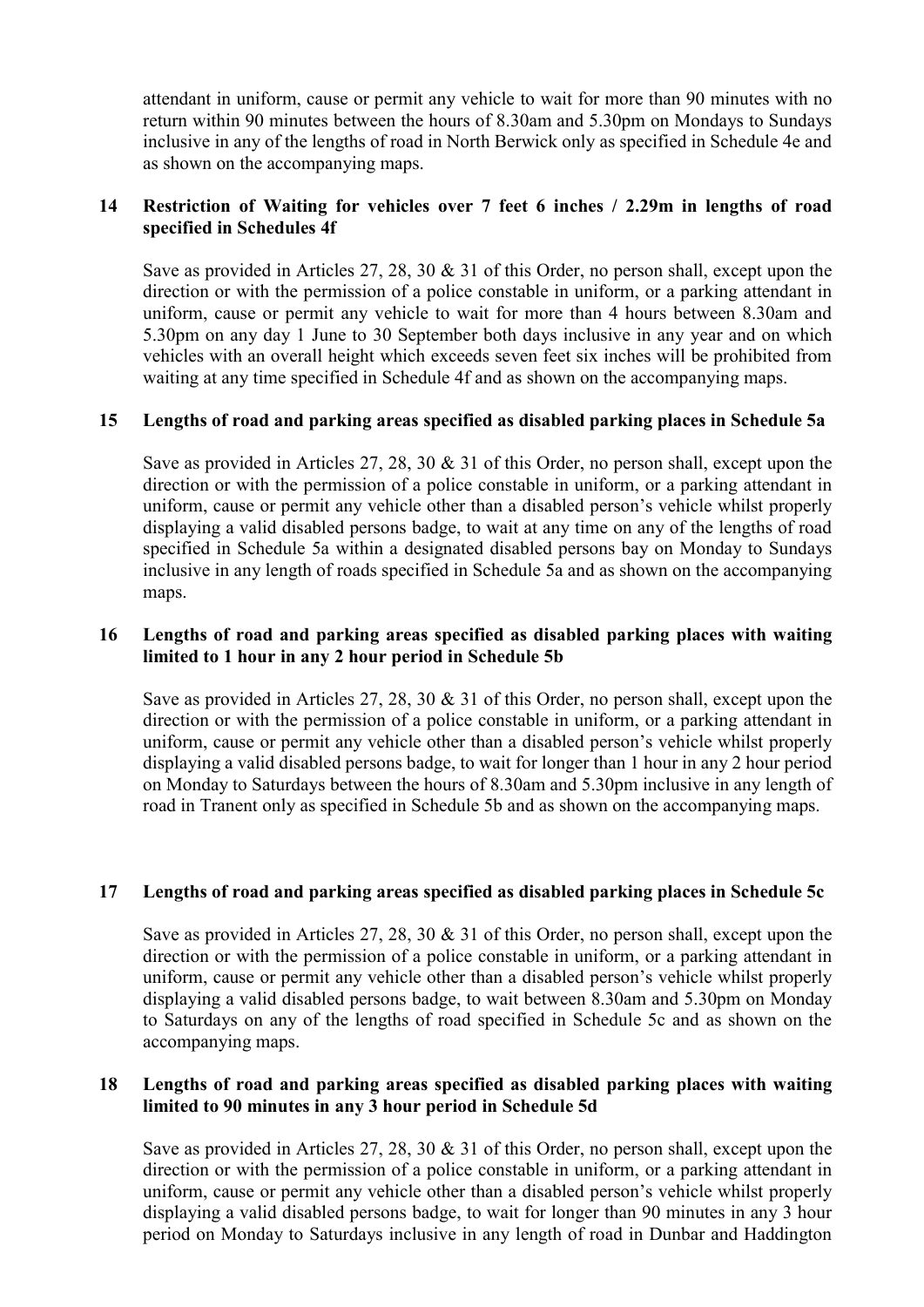attendant in uniform, cause or permit any vehicle to wait for more than 90 minutes with no return within 90 minutes between the hours of 8.30am and 5.30pm on Mondays to Sundays inclusive in any of the lengths of road in North Berwick only as specified in Schedule 4e and as shown on the accompanying maps.

## 14 Restriction of Waiting for vehicles over 7 feet 6 inches / 2.29m in lengths of road specified in Schedules 4f

Save as provided in Articles 27, 28, 30 & 31 of this Order, no person shall, except upon the direction or with the permission of a police constable in uniform, or a parking attendant in uniform, cause or permit any vehicle to wait for more than 4 hours between 8.30am and 5.30pm on any day 1 June to 30 September both days inclusive in any year and on which vehicles with an overall height which exceeds seven feet six inches will be prohibited from waiting at any time specified in Schedule 4f and as shown on the accompanying maps.

## 15 Lengths of road and parking areas specified as disabled parking places in Schedule 5a

Save as provided in Articles 27, 28, 30 & 31 of this Order, no person shall, except upon the direction or with the permission of a police constable in uniform, or a parking attendant in uniform, cause or permit any vehicle other than a disabled person's vehicle whilst properly displaying a valid disabled persons badge, to wait at any time on any of the lengths of road specified in Schedule 5a within a designated disabled persons bay on Monday to Sundays inclusive in any length of roads specified in Schedule 5a and as shown on the accompanying maps.

## 16 Lengths of road and parking areas specified as disabled parking places with waiting limited to 1 hour in any 2 hour period in Schedule 5b

Save as provided in Articles 27, 28, 30 & 31 of this Order, no person shall, except upon the direction or with the permission of a police constable in uniform, or a parking attendant in uniform, cause or permit any vehicle other than a disabled person's vehicle whilst properly displaying a valid disabled persons badge, to wait for longer than 1 hour in any 2 hour period on Monday to Saturdays between the hours of 8.30am and 5.30pm inclusive in any length of road in Tranent only as specified in Schedule 5b and as shown on the accompanying maps.

## 17 Lengths of road and parking areas specified as disabled parking places in Schedule 5c

Save as provided in Articles 27, 28, 30 & 31 of this Order, no person shall, except upon the direction or with the permission of a police constable in uniform, or a parking attendant in uniform, cause or permit any vehicle other than a disabled person's vehicle whilst properly displaying a valid disabled persons badge, to wait between 8.30am and 5.30pm on Monday to Saturdays on any of the lengths of road specified in Schedule 5c and as shown on the accompanying maps.

## 18 Lengths of road and parking areas specified as disabled parking places with waiting limited to 90 minutes in any 3 hour period in Schedule 5d

Save as provided in Articles 27, 28, 30 & 31 of this Order, no person shall, except upon the direction or with the permission of a police constable in uniform, or a parking attendant in uniform, cause or permit any vehicle other than a disabled person's vehicle whilst properly displaying a valid disabled persons badge, to wait for longer than 90 minutes in any 3 hour period on Monday to Saturdays inclusive in any length of road in Dunbar and Haddington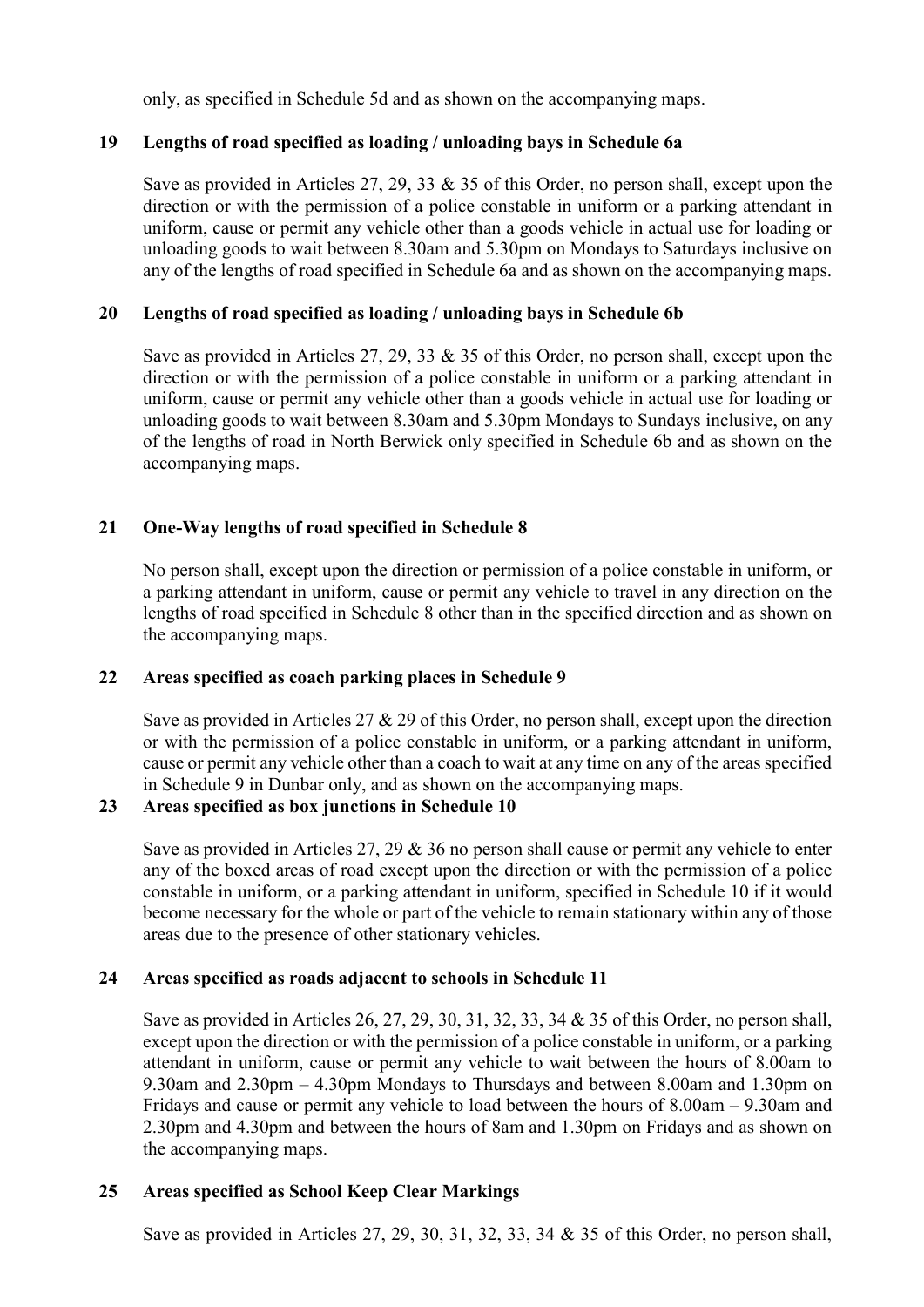only, as specified in Schedule 5d and as shown on the accompanying maps.

### 19 Lengths of road specified as loading / unloading bays in Schedule 6a

Save as provided in Articles 27, 29, 33 & 35 of this Order, no person shall, except upon the direction or with the permission of a police constable in uniform or a parking attendant in uniform, cause or permit any vehicle other than a goods vehicle in actual use for loading or unloading goods to wait between 8.30am and 5.30pm on Mondays to Saturdays inclusive on any of the lengths of road specified in Schedule 6a and as shown on the accompanying maps.

### 20 Lengths of road specified as loading / unloading bays in Schedule 6b

Save as provided in Articles 27, 29, 33 & 35 of this Order, no person shall, except upon the direction or with the permission of a police constable in uniform or a parking attendant in uniform, cause or permit any vehicle other than a goods vehicle in actual use for loading or unloading goods to wait between 8.30am and 5.30pm Mondays to Sundays inclusive, on any of the lengths of road in North Berwick only specified in Schedule 6b and as shown on the accompanying maps.

### 21 One-Way lengths of road specified in Schedule 8

No person shall, except upon the direction or permission of a police constable in uniform, or a parking attendant in uniform, cause or permit any vehicle to travel in any direction on the lengths of road specified in Schedule 8 other than in the specified direction and as shown on the accompanying maps.

### 22 Areas specified as coach parking places in Schedule 9

Save as provided in Articles 27 & 29 of this Order, no person shall, except upon the direction or with the permission of a police constable in uniform, or a parking attendant in uniform, cause or permit any vehicle other than a coach to wait at any time on any of the areas specified in Schedule 9 in Dunbar only, and as shown on the accompanying maps.

### 23 Areas specified as box junctions in Schedule 10

Save as provided in Articles 27, 29 & 36 no person shall cause or permit any vehicle to enter any of the boxed areas of road except upon the direction or with the permission of a police constable in uniform, or a parking attendant in uniform, specified in Schedule 10 if it would become necessary for the whole or part of the vehicle to remain stationary within any of those areas due to the presence of other stationary vehicles.

### 24 Areas specified as roads adjacent to schools in Schedule 11

Save as provided in Articles 26, 27, 29, 30, 31, 32, 33, 34 & 35 of this Order, no person shall, except upon the direction or with the permission of a police constable in uniform, or a parking attendant in uniform, cause or permit any vehicle to wait between the hours of 8.00am to 9.30am and 2.30pm – 4.30pm Mondays to Thursdays and between 8.00am and 1.30pm on Fridays and cause or permit any vehicle to load between the hours of 8.00am – 9.30am and 2.30pm and 4.30pm and between the hours of 8am and 1.30pm on Fridays and as shown on the accompanying maps.

### 25 Areas specified as School Keep Clear Markings

Save as provided in Articles 27, 29, 30, 31, 32, 33, 34 & 35 of this Order, no person shall,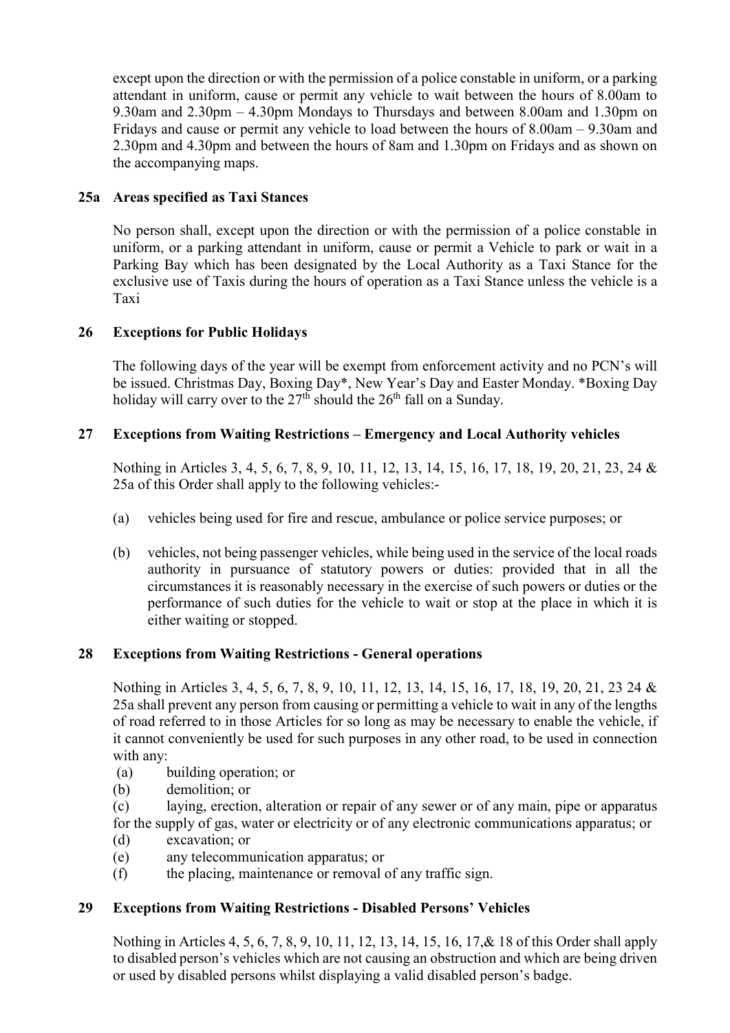except upon the direction or with the permission of a police constable in uniform, or a parking attendant in uniform, cause or permit any vehicle to wait between the hours of 8.00am to 9.30am and 2.30pm – 4.30pm Mondays to Thursdays and between 8.00am and 1.30pm on Fridays and cause or permit any vehicle to load between the hours of 8.00am – 9.30am and 2.30pm and 4.30pm and between the hours of 8am and 1.30pm on Fridays and as shown on the accompanying maps.

### 25a Areas specified as Taxi Stances

No person shall, except upon the direction or with the permission of a police constable in uniform, or a parking attendant in uniform, cause or permit a Vehicle to park or wait in a Parking Bay which has been designated by the Local Authority as a Taxi Stance for the exclusive use of Taxis during the hours of operation as a Taxi Stance unless the vehicle is a Taxi

### 26 Exceptions for Public Holidays

The following days of the year will be exempt from enforcement activity and no PCN's will be issued. Christmas Day, Boxing Day*, New Year's Day and Easter Monday. *Boxing Day holiday will carry over to the 27th should the 26th fall on a Sunday.

### 27 Exceptions from Waiting Restrictions – Emergency and Local Authority vehicles

Nothing in Articles 3, 4, 5, 6, 7, 8, 9, 10, 11, 12, 13, 14, 15, 16, 17, 18, 19, 20, 21, 23, 24 & 25a of this Order shall apply to the following vehicles:-

(a) vehicles being used for fire and rescue, ambulance or police service purposes; or

(b) vehicles, not being passenger vehicles, while being used in the service of the local roads authority in pursuance of statutory powers or duties: provided that in all the circumstances it is reasonably necessary in the exercise of such powers or duties or the performance of such duties for the vehicle to wait or stop at the place in which it is either waiting or stopped.

### 28 Exceptions from Waiting Restrictions - General operations

Nothing in Articles 3, 4, 5, 6, 7, 8, 9, 10, 11, 12, 13, 14, 15, 16, 17, 18, 19, 20, 21, 23 24 & 25a shall prevent any person from causing or permitting a vehicle to wait in any of the lengths of road referred to in those Articles for so long as may be necessary to enable the vehicle, if it cannot conveniently be used for such purposes in any other road, to be used in connection with any:

(a) building operation; or
(b) demolition; or
(c) laying, erection, alteration or repair of any sewer or of any main, pipe or apparatus for the supply of gas, water or electricity or of any electronic communications apparatus; or
(d) excavation; or
(e) any telecommunication apparatus; or
(f) the placing, maintenance or removal of any traffic sign.

### 29 Exceptions from Waiting Restrictions - Disabled Persons' Vehicles

Nothing in Articles 4, 5, 6, 7, 8, 9, 10, 11, 12, 13, 14, 15, 16, 17,& 18 of this Order shall apply to disabled person's vehicles which are not causing an obstruction and which are being driven or used by disabled persons whilst displaying a valid disabled person's badge.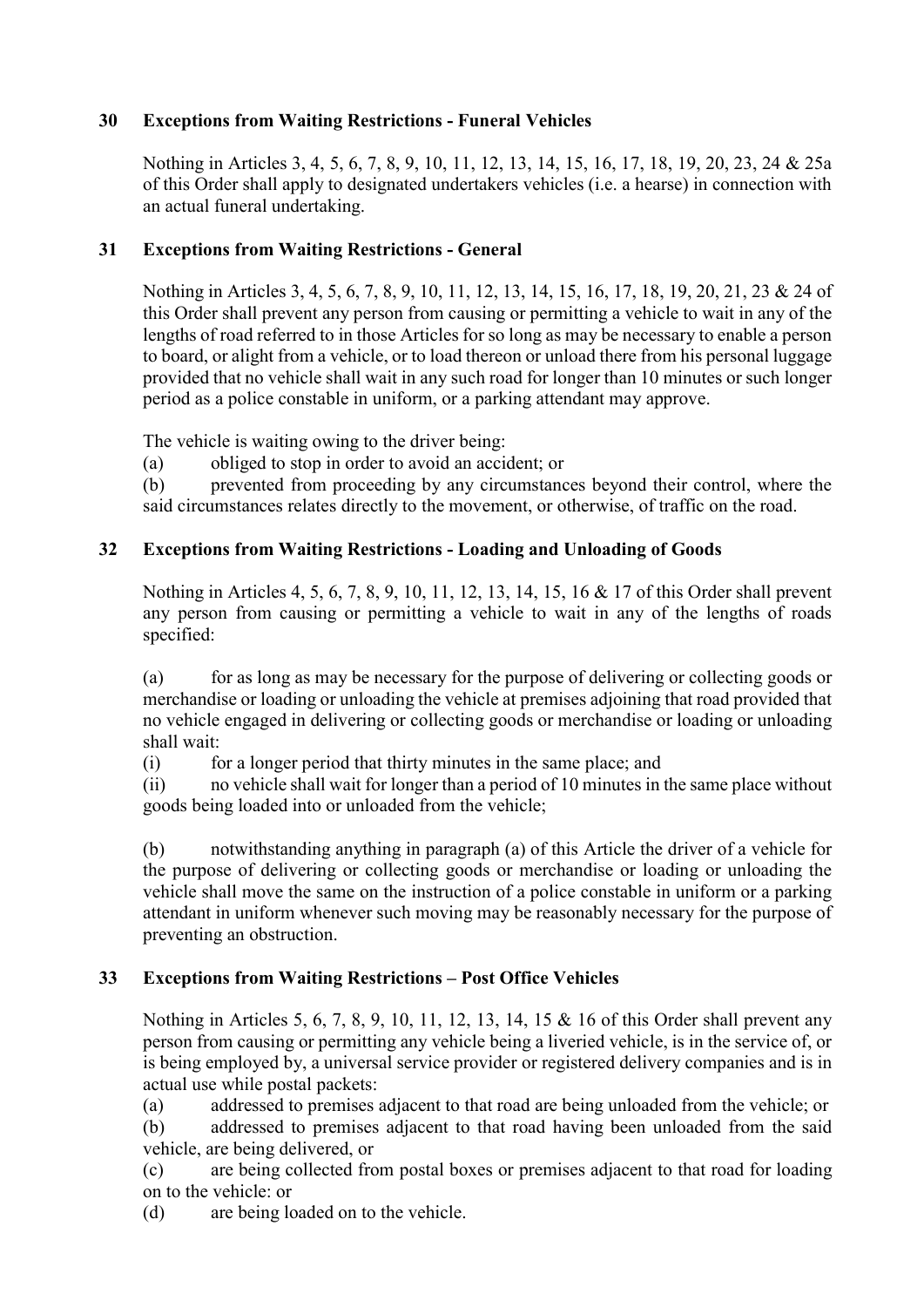## 30 Exceptions from Waiting Restrictions - Funeral Vehicles

Nothing in Articles 3, 4, 5, 6, 7, 8, 9, 10, 11, 12, 13, 14, 15, 16, 17, 18, 19, 20, 23, 24 & 25a of this Order shall apply to designated undertakers vehicles (i.e. a hearse) in connection with an actual funeral undertaking.

## 31 Exceptions from Waiting Restrictions - General

Nothing in Articles 3, 4, 5, 6, 7, 8, 9, 10, 11, 12, 13, 14, 15, 16, 17, 18, 19, 20, 21, 23 & 24 of this Order shall prevent any person from causing or permitting a vehicle to wait in any of the lengths of road referred to in those Articles for so long as may be necessary to enable a person to board, or alight from a vehicle, or to load thereon or unload there from his personal luggage provided that no vehicle shall wait in any such road for longer than 10 minutes or such longer period as a police constable in uniform, or a parking attendant may approve.

The vehicle is waiting owing to the driver being:

(a) obliged to stop in order to avoid an accident; or

(b) prevented from proceeding by any circumstances beyond their control, where the said circumstances relates directly to the movement, or otherwise, of traffic on the road.

## 32 Exceptions from Waiting Restrictions - Loading and Unloading of Goods

Nothing in Articles 4, 5, 6, 7, 8, 9, 10, 11, 12, 13, 14, 15, 16 & 17 of this Order shall prevent any person from causing or permitting a vehicle to wait in any of the lengths of roads specified:

(a) for as long as may be necessary for the purpose of delivering or collecting goods or merchandise or loading or unloading the vehicle at premises adjoining that road provided that no vehicle engaged in delivering or collecting goods or merchandise or loading or unloading shall wait:

(i) for a longer period that thirty minutes in the same place; and

(ii) no vehicle shall wait for longer than a period of 10 minutes in the same place without goods being loaded into or unloaded from the vehicle;

(b) notwithstanding anything in paragraph (a) of this Article the driver of a vehicle for the purpose of delivering or collecting goods or merchandise or loading or unloading the vehicle shall move the same on the instruction of a police constable in uniform or a parking attendant in uniform whenever such moving may be reasonably necessary for the purpose of preventing an obstruction.

## 33 Exceptions from Waiting Restrictions – Post Office Vehicles

Nothing in Articles 5, 6, 7, 8, 9, 10, 11, 12, 13, 14, 15 & 16 of this Order shall prevent any person from causing or permitting any vehicle being a liveried vehicle, is in the service of, or is being employed by, a universal service provider or registered delivery companies and is in actual use while postal packets:

(a) addressed to premises adjacent to that road are being unloaded from the vehicle; or

(b) addressed to premises adjacent to that road having been unloaded from the said vehicle, are being delivered, or

(c) are being collected from postal boxes or premises adjacent to that road for loading on to the vehicle: or

(d) are being loaded on to the vehicle.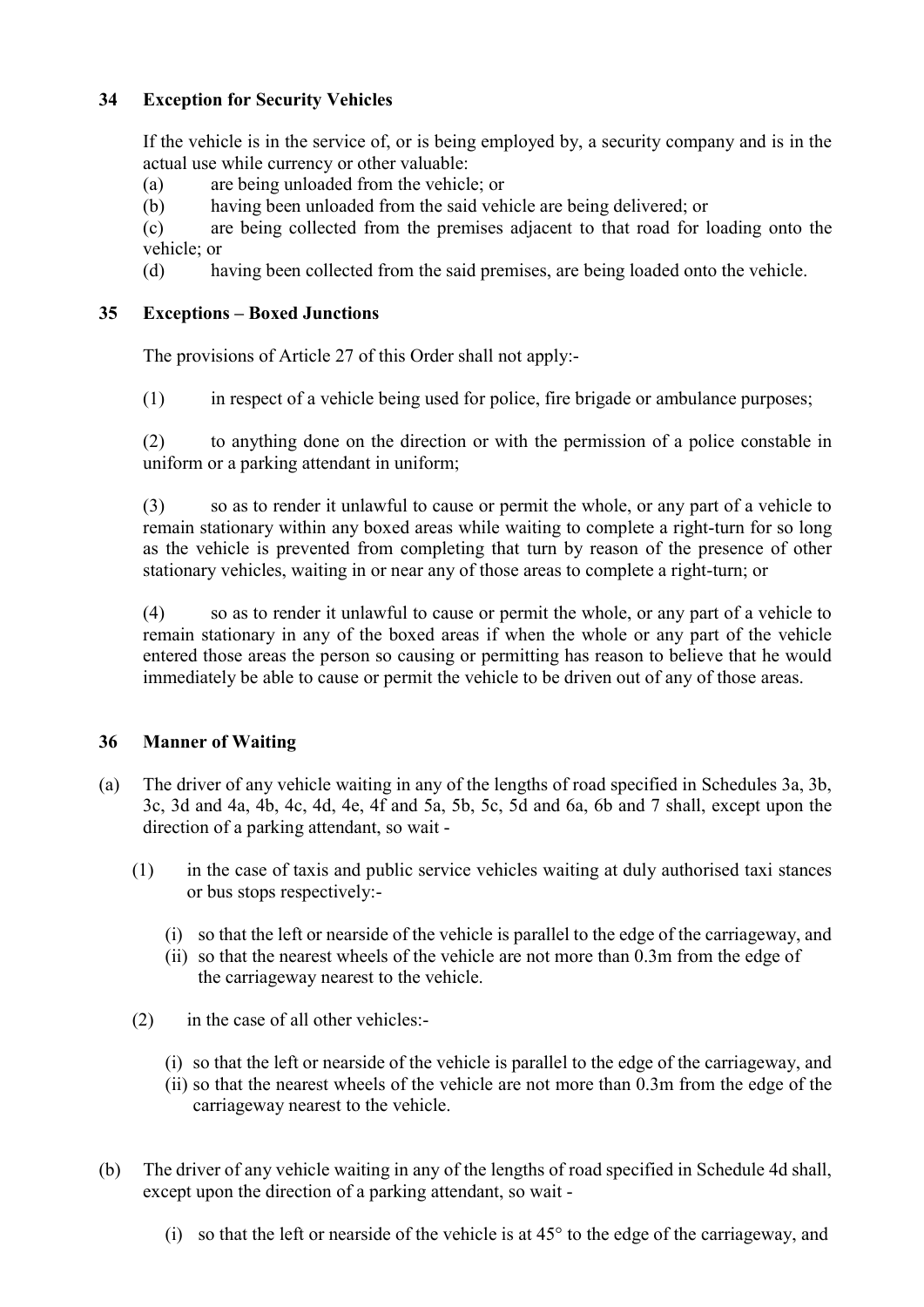## 34 Exception for Security Vehicles

If the vehicle is in the service of, or is being employed by, a security company and is in the actual use while currency or other valuable:

(a) are being unloaded from the vehicle; or

(b) having been unloaded from the said vehicle are being delivered; or

(c) are being collected from the premises adjacent to that road for loading onto the vehicle; or

(d) having been collected from the said premises, are being loaded onto the vehicle.

## 35 Exceptions – Boxed Junctions

The provisions of Article 27 of this Order shall not apply:-

(1) in respect of a vehicle being used for police, fire brigade or ambulance purposes;

(2) to anything done on the direction or with the permission of a police constable in uniform or a parking attendant in uniform;

(3) so as to render it unlawful to cause or permit the whole, or any part of a vehicle to remain stationary within any boxed areas while waiting to complete a right-turn for so long as the vehicle is prevented from completing that turn by reason of the presence of other stationary vehicles, waiting in or near any of those areas to complete a right-turn; or

(4) so as to render it unlawful to cause or permit the whole, or any part of a vehicle to remain stationary in any of the boxed areas if when the whole or any part of the vehicle entered those areas the person so causing or permitting has reason to believe that he would immediately be able to cause or permit the vehicle to be driven out of any of those areas.

## 36 Manner of Waiting

(a) The driver of any vehicle waiting in any of the lengths of road specified in Schedules 3a, 3b, 3c, 3d and 4a, 4b, 4c, 4d, 4e, 4f and 5a, 5b, 5c, 5d and 6a, 6b and 7 shall, except upon the direction of a parking attendant, so wait -

(1) in the case of taxis and public service vehicles waiting at duly authorised taxi stances or bus stops respectively:-

(i) so that the left or nearside of the vehicle is parallel to the edge of the carriageway, and
(ii) so that the nearest wheels of the vehicle are not more than 0.3m from the edge of the carriageway nearest to the vehicle.

(2) in the case of all other vehicles:-

(i) so that the left or nearside of the vehicle is parallel to the edge of the carriageway, and
(ii) so that the nearest wheels of the vehicle are not more than 0.3m from the edge of the carriageway nearest to the vehicle.

(b) The driver of any vehicle waiting in any of the lengths of road specified in Schedule 4d shall, except upon the direction of a parking attendant, so wait -

(i) so that the left or nearside of the vehicle is at 45° to the edge of the carriageway, and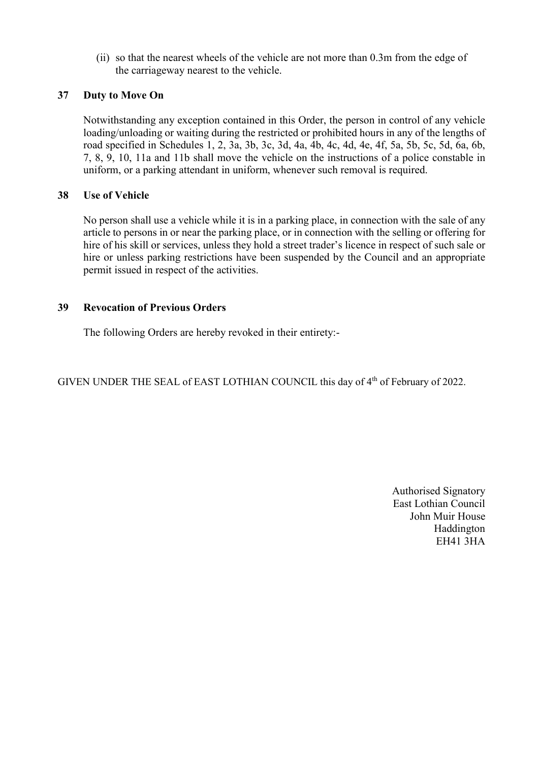(ii) so that the nearest wheels of the vehicle are not more than 0.3m from the edge of the carriageway nearest to the vehicle.

### 37 Duty to Move On

Notwithstanding any exception contained in this Order, the person in control of any vehicle loading/unloading or waiting during the restricted or prohibited hours in any of the lengths of road specified in Schedules 1, 2, 3a, 3b, 3c, 3d, 4a, 4b, 4c, 4d, 4e, 4f, 5a, 5b, 5c, 5d, 6a, 6b, 7, 8, 9, 10, 11a and 11b shall move the vehicle on the instructions of a police constable in uniform, or a parking attendant in uniform, whenever such removal is required.

### 38 Use of Vehicle

No person shall use a vehicle while it is in a parking place, in connection with the sale of any article to persons in or near the parking place, or in connection with the selling or offering for hire of his skill or services, unless they hold a street trader's licence in respect of such sale or hire or unless parking restrictions have been suspended by the Council and an appropriate permit issued in respect of the activities.

### 39 Revocation of Previous Orders

The following Orders are hereby revoked in their entirety:-

GIVEN UNDER THE SEAL of EAST LOTHIAN COUNCIL this day of 4th of February of 2022.

Authorised Signatory
East Lothian Council
John Muir House
Haddington
EH41 3HA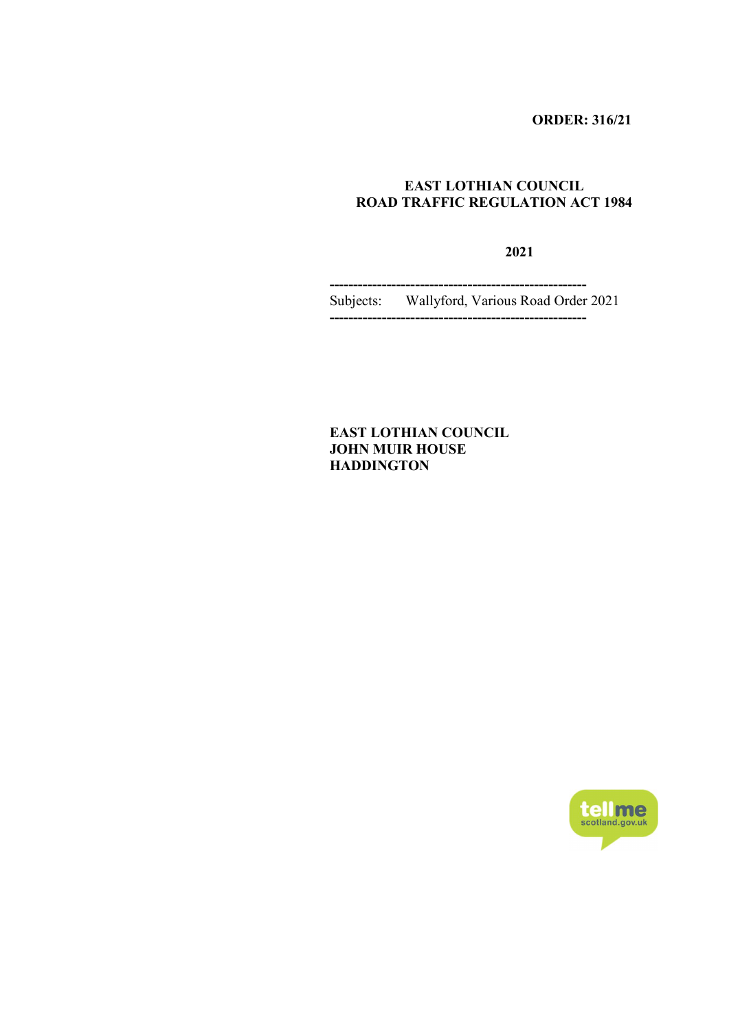**ORDER: 316/21**

**EAST LOTHIAN COUNCIL**
**ROAD TRAFFIC REGULATION ACT 1984**

**2021**

------------------------------------------------------
Subjects: Wallyford, Various Road Order 2021
------------------------------------------------------

**EAST LOTHIAN COUNCIL**
**JOHN MUIR HOUSE**
**HADDINGTON**

tellme
scotland.gov.uk